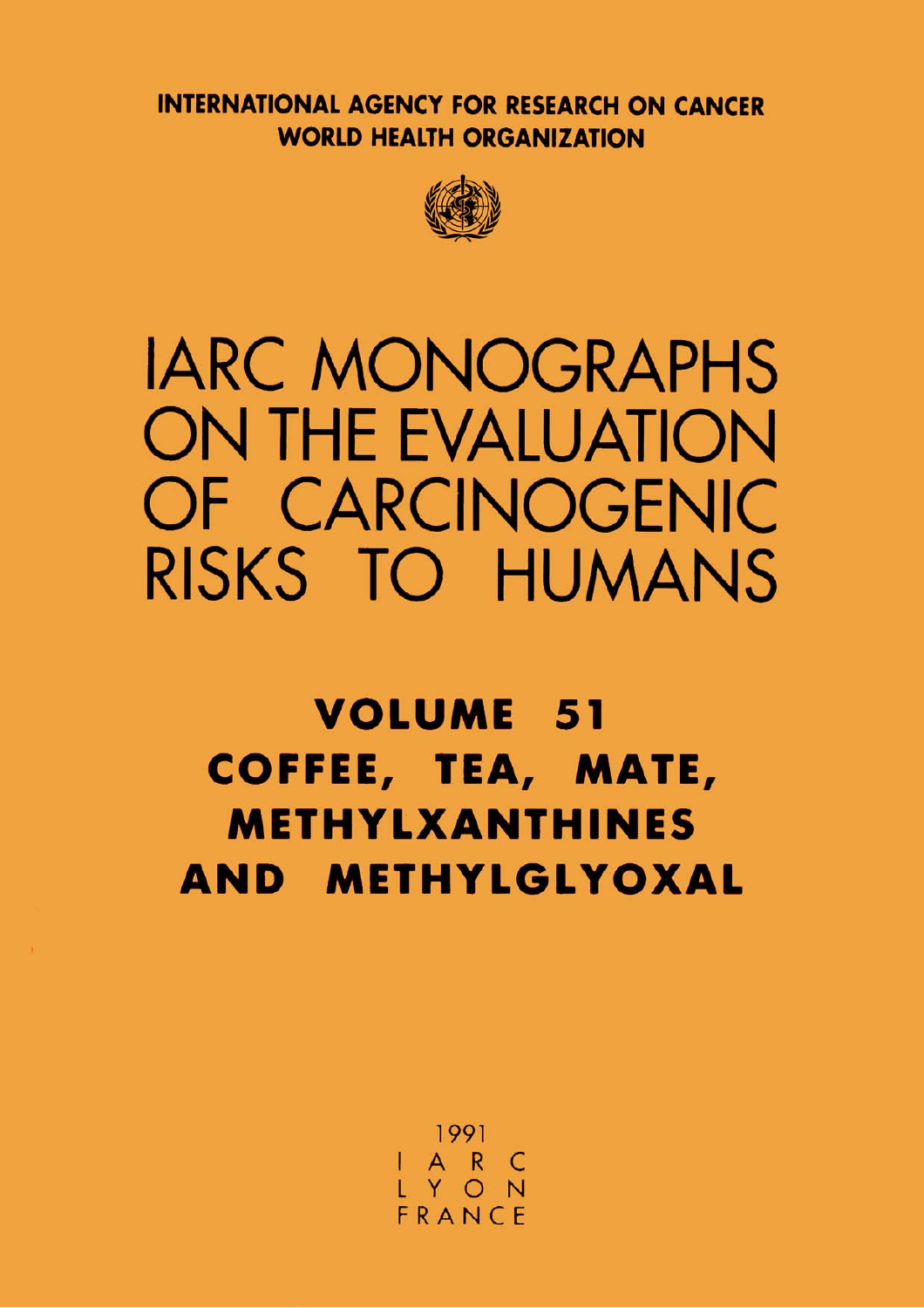INTERNATIONAL AGENCY FOR RESEARCH ON CANCER

WORLD HEALTH ORGANIZATION

# IARC MONOGRAPHS ON THE EVALUATION OF CARCINOGENIC RISKS TO HUMANS

## VOLUME 51

## COFFEE, TEA, MATE, METHYLXANTHINES AND METHYLGLYOXAL

1991

IARC

LYON

FRANCE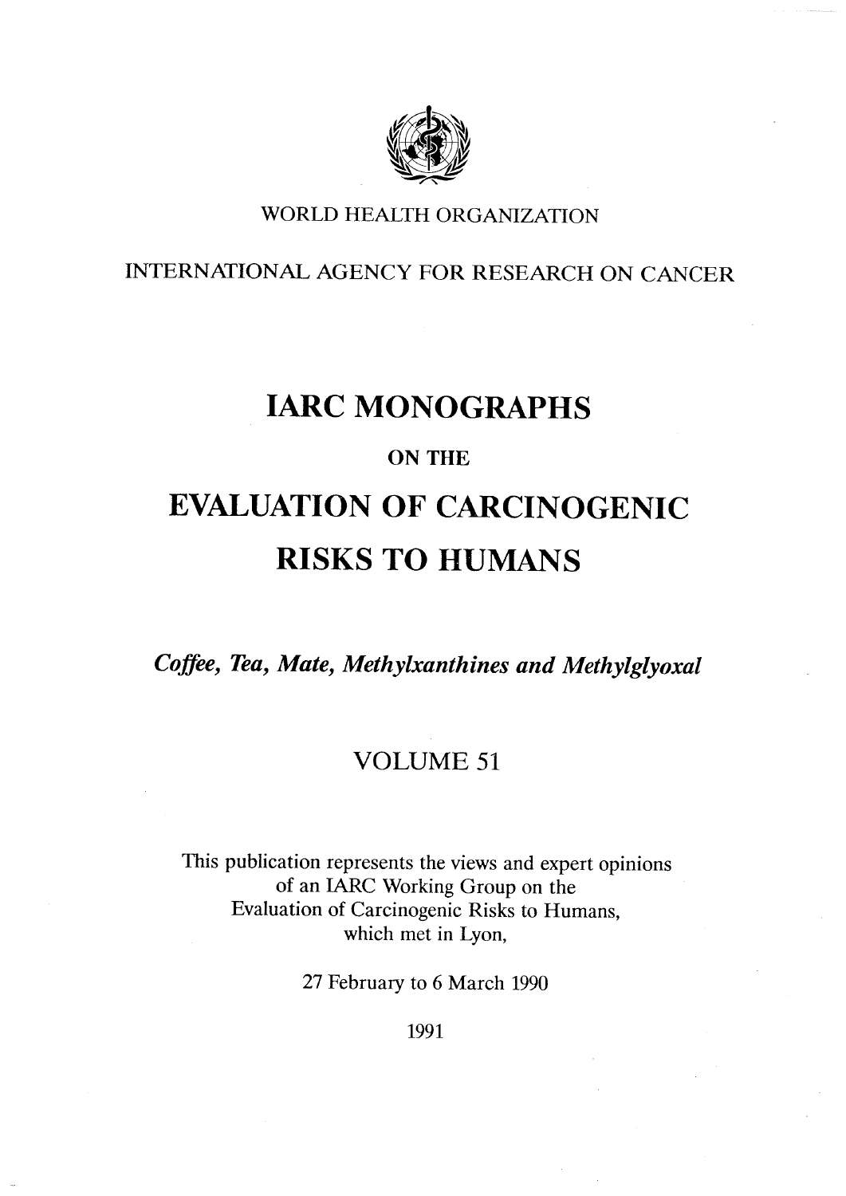WORLD HEALTH ORGANIZATION

INTERNATIONAL AGENCY FOR RESEARCH ON CANCER

# IARC MONOGRAPHS

## ON THE

# EVALUATION OF CARCINOGENIC RISKS TO HUMANS

*Coffee, Tea, Mate, Methylxanthines and Methylglyoxal*

## VOLUME 51

This publication represents the views and expert opinions of an IARC Working Group on the Evaluation of Carcinogenic Risks to Humans, which met in Lyon,

27 February to 6 March 1990

1991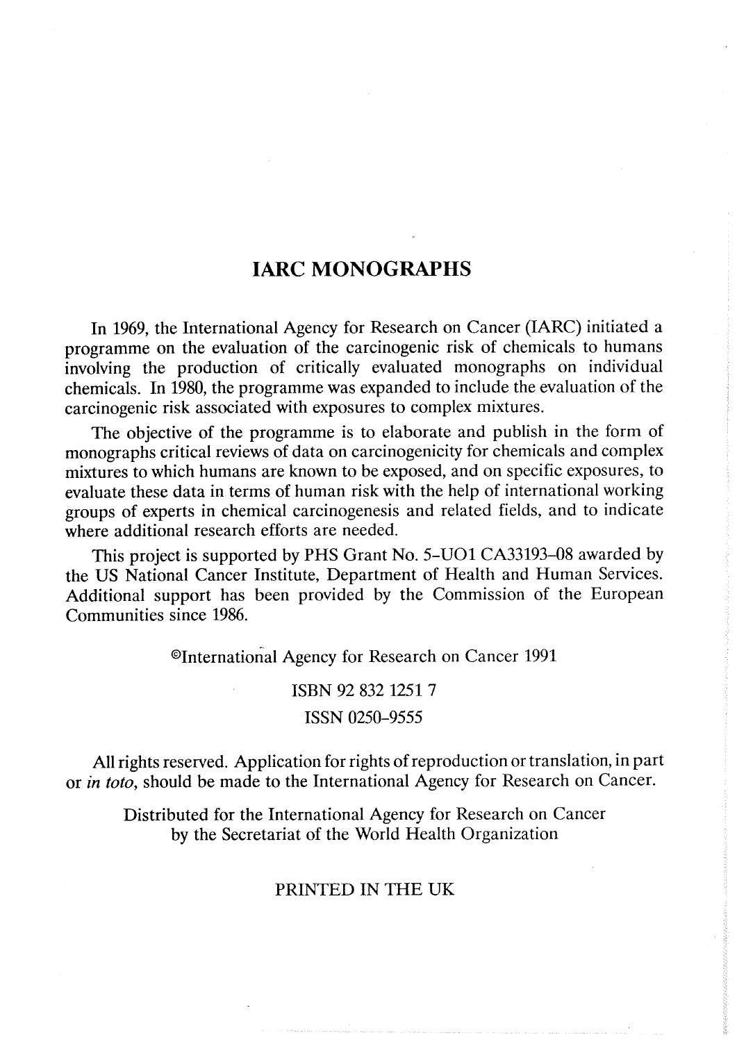# IARC MONOGRAPHS

In 1969, the International Agency for Research on Cancer (IARC) initiated a programme on the evaluation of the carcinogenic risk of chemicals to humans involving the production of critically evaluated monographs on individual chemicals. In 1980, the programme was expanded to include the evaluation of the carcinogenic risk associated with exposures to complex mixtures.

The objective of the programme is to elaborate and publish in the form of monographs critical reviews of data on carcinogenicity for chemicals and complex mixtures to which humans are known to be exposed, and on specific exposures, to evaluate these data in terms of human risk with the help of international working groups of experts in chemical carcinogenesis and related fields, and to indicate where additional research efforts are needed.

This project is supported by PHS Grant No. 5-UO1 CA33193-08 awarded by the US National Cancer Institute, Department of Health and Human Services. Additional support has been provided by the Commission of the European Communities since 1986.

©International Agency for Research on Cancer 1991

ISBN 92 832 1251 7

ISSN 0250-9555

All rights reserved. Application for rights of reproduction or translation, in part or *in toto*, should be made to the International Agency for Research on Cancer.

Distributed for the International Agency for Research on Cancer by the Secretariat of the World Health Organization

PRINTED IN THE UK